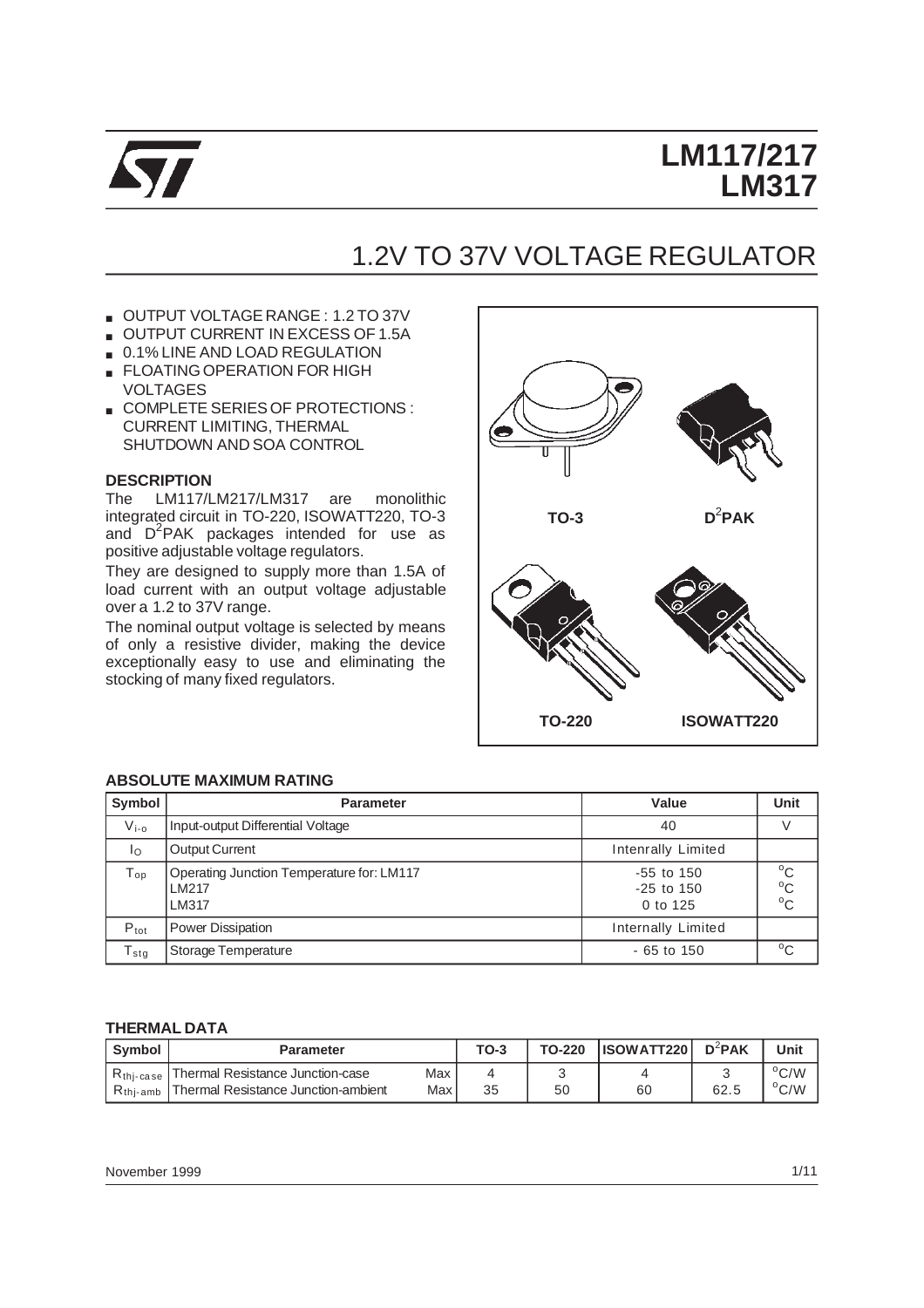# LM117/217
# LM317

## 1.2V TO 37V VOLTAGE REGULATOR

- OUTPUT VOLTAGE RANGE : 1.2 TO 37V
- OUTPUT CURRENT IN EXCESS OF 1.5A
- 0.1% LINE AND LOAD REGULATION
- FLOATING OPERATION FOR HIGH VOLTAGES
- COMPLETE SERIES OF PROTECTIONS : CURRENT LIMITING, THERMAL SHUTDOWN AND SOA CONTROL

### DESCRIPTION

The LM117/LM217/LM317 are monolithic integrated circuit in TO-220, ISOWATT220, TO-3 and $D^2$PAK packages intended for use as positive adjustable voltage regulators.

They are designed to supply more than 1.5A of load current with an output voltage adjustable over a 1.2 to 37V range.

The nominal output voltage is selected by means of only a resistive divider, making the device exceptionally easy to use and eliminating the stocking of many fixed regulators.

TO-3 | $D^2$PAK | TO-220 | ISOWATT220

### ABSOLUTE MAXIMUM RATING

| Symbol | Parameter | Value | Unit |
|---|---|---|---|
| $V_{i-o}$ | Input-output Differential Voltage | 40 | V |
| $I_O$ | Output Current | Intenrally Limited | |
| $T_{op}$ | Operating Junction Temperature for: LM117<br>LM217<br>LM317 | -55 to 150<br>-25 to 150<br>0 to 125 | °C<br>°C<br>°C |
| $P_{tot}$ | Power Dissipation | Internally Limited | |
| $T_{stg}$ | Storage Temperature | - 65 to 150 | °C |

### THERMAL DATA

| Symbol | Parameter | | TO-3 | TO-220 | ISOWATT220 | $D^2$PAK | Unit |
|---|---|---|---|---|---|---|---|
| $R_{thj-case}$ | Thermal Resistance Junction-case | Max | 4 | 3 | 4 | 3 | °C/W |
| $R_{thj-amb}$ | Thermal Resistance Junction-ambient | Max | 35 | 50 | 60 | 62.5 | °C/W |

November 1999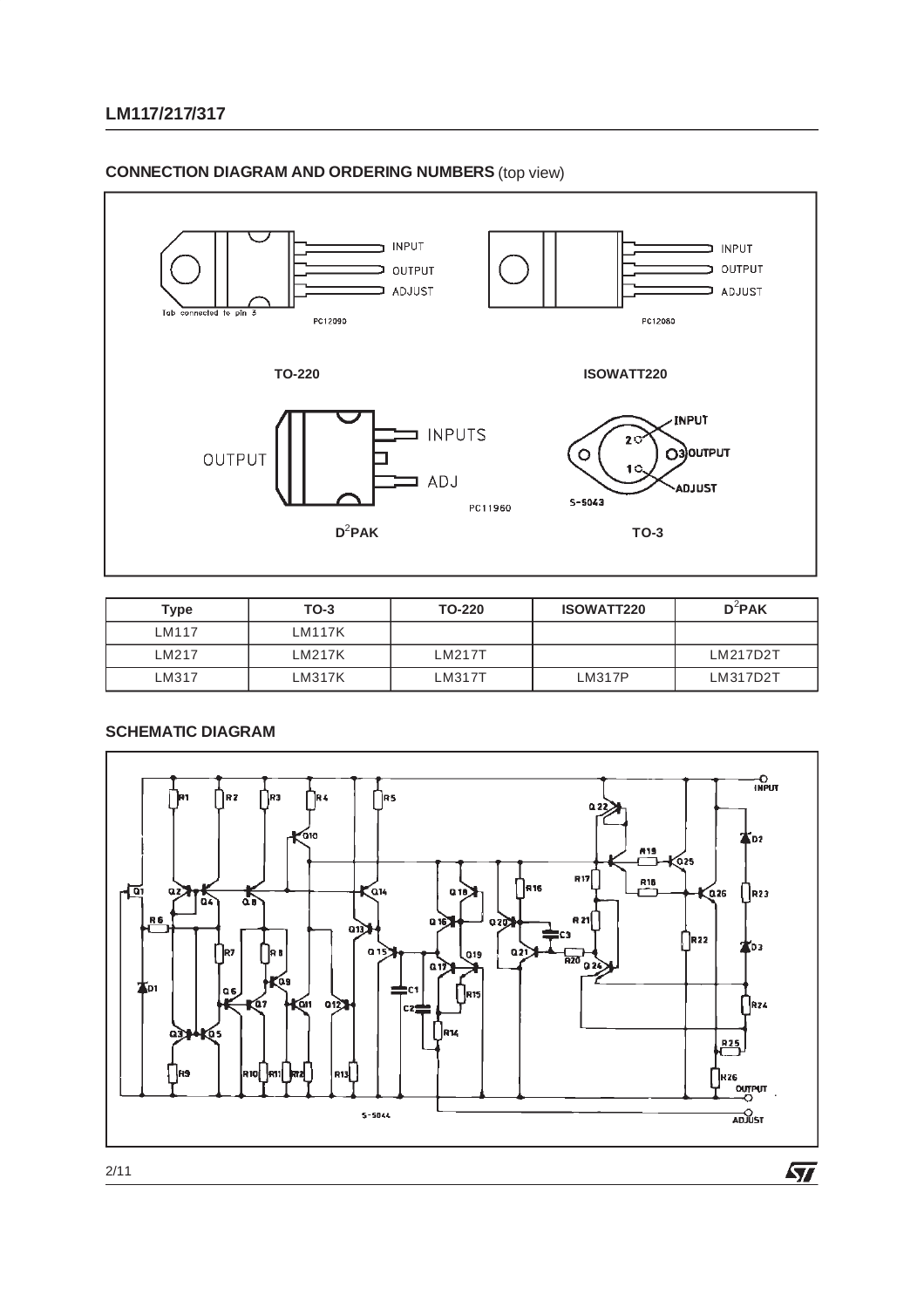## CONNECTION DIAGRAM AND ORDERING NUMBERS (top view)

TO-220

ISOWATT220

$D^2PAK$

TO-3

| Type | TO-3 | TO-220 | ISOWATT220 | $D^2PAK$ |
|---|---|---|---|---|
| LM117 | LM117K | | | |
| LM217 | LM217K | LM217T | | LM217D2T |
| LM317 | LM317K | LM317T | LM317P | LM317D2T |

## SCHEMATIC DIAGRAM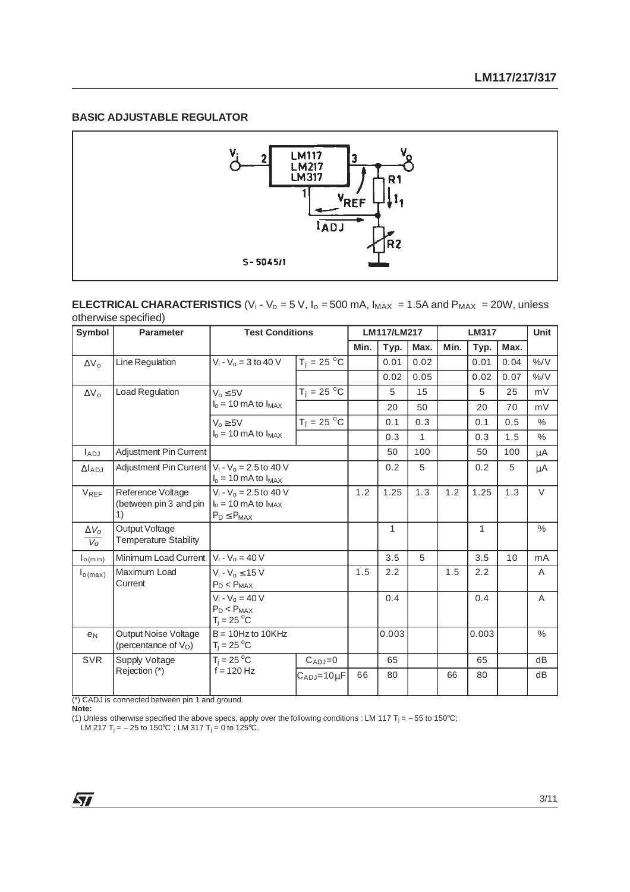## BASIC ADJUSTABLE REGULATOR

**ELECTRICAL CHARACTERISTICS** ($V_i$ - $V_o$ = 5 V, $I_o$ = 500 mA, $I_{MAX}$ = 1.5A and $P_{MAX}$ = 20W, unless otherwise specified)

| Symbol | Parameter | Test Conditions | | LM117/LM217 | | | LM317 | | | Unit |
|---|---|---|---|---|---|---|---|---|---|---|
| | | | | Min. | Typ. | Max. | Min. | Typ. | Max. | |
| $\Delta V_o$ | Line Regulation | $V_i$ - $V_o$ = 3 to 40 V | $T_j$ = 25 °C | | 0.01 | 0.02 | | 0.01 | 0.04 | %/V |
| | | | | | 0.02 | 0.05 | | 0.02 | 0.07 | %/V |
| $\Delta V_o$ | Load Regulation | $V_o \leq 5V$ $I_o$ = 10 mA to $I_{MAX}$ | $T_j$ = 25 °C | | 5 | 15 | | 5 | 25 | mV |
| | | | | | 20 | 50 | | 20 | 70 | mV |
| | | $V_o \geq 5V$ $I_o$ = 10 mA to $I_{MAX}$ | $T_j$ = 25 °C | | 0.1 | 0.3 | | 0.1 | 0.5 | % |
| | | | | | 0.3 | 1 | | 0.3 | 1.5 | % |
| $I_{ADJ}$ | Adjustment Pin Current | | | | 50 | 100 | | 50 | 100 | μA |
| $\Delta I_{ADJ}$ | Adjustment Pin Current | $V_i$ - $V_o$ = 2.5 to 40 V $I_o$ = 10 mA to $I_{MAX}$ | | | 0.2 | 5 | | 0.2 | 5 | μA |
| $V_{REF}$ | Reference Voltage (between pin 3 and pin 1) | $V_i$ - $V_o$ = 2.5 to 40 V $I_o$ = 10 mA to $I_{MAX}$ $P_D \leq P_{MAX}$ | | 1.2 | 1.25 | 1.3 | 1.2 | 1.25 | 1.3 | V |
| $\frac{\Delta V_o}{V_o}$ | Output Voltage Temperature Stability | | | | 1 | | | 1 | | % |
| $I_{o(min)}$ | Minimum Load Current | $V_i$ - $V_o$ = 40 V | | | 3.5 | 5 | | 3.5 | 10 | mA |
| $I_{o(max)}$ | Maximum Load Current | $V_i$ - $V_o \leq 15$ V $P_D < P_{MAX}$ | | 1.5 | 2.2 | | 1.5 | 2.2 | | A |
| | | $V_i$ - $V_o$ = 40 V $P_D < P_{MAX}$ $T_j$ = 25 °C | | | 0.4 | | | 0.4 | | A |
| $e_N$ | Output Noise Voltage (percentance of $V_O$) | B = 10Hz to 10KHz $T_j$ = 25 °C | | | 0.003 | | | 0.003 | | % |
| SVR | Supply Voltage Rejection (*) | $T_j$ = 25 °C f = 120 Hz | $C_{ADJ}$=0 | | 65 | | | 65 | | dB |
| | | | $C_{ADJ}$=10μF | 66 | 80 | | 66 | 80 | | dB |

(*) CADJ is connected between pin 1 and ground.

**Note:**

(1) Unless otherwise specified the above specs, apply over the following conditions : LM 117 $T_j$ = – 55 to 150°C; LM 217 $T_j$ = – 25 to 150°C ; LM 317 $T_j$ = 0 to 125°C.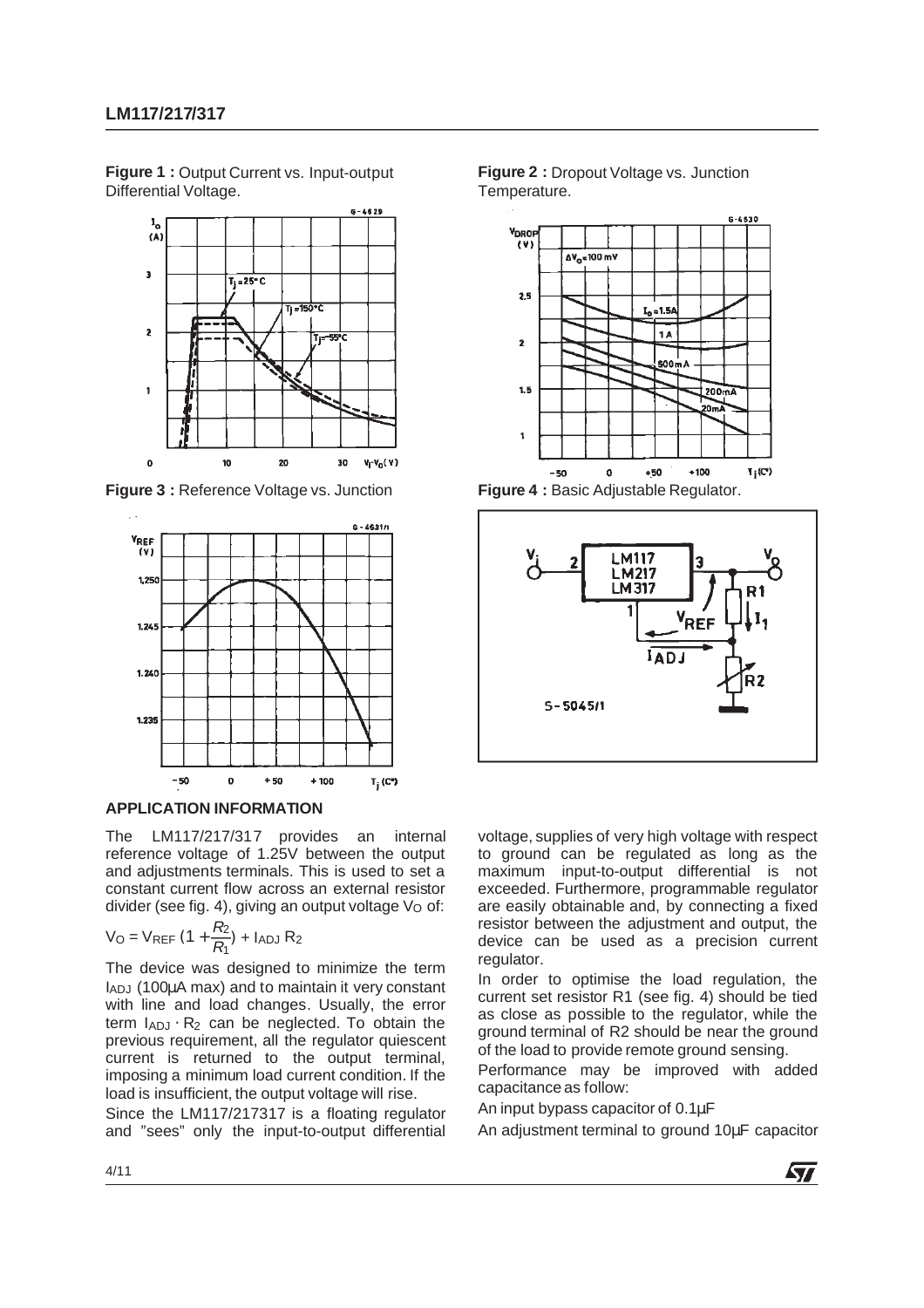**Figure 1 :** Output Current vs. Input-output Differential Voltage.

**Figure 2 :** Dropout Voltage vs. Junction Temperature.

**Figure 3 :** Reference Voltage vs. Junction

**Figure 4 :** Basic Adjustable Regulator.

## APPLICATION INFORMATION

The LM117/217/317 provides an internal reference voltage of 1.25V between the output and adjustments terminals. This is used to set a constant current flow across an external resistor divider (see fig. 4), giving an output voltage $V_O$ of:

$$V_O = V_{REF} \left(1 + \frac{R_2}{R_1}\right) + I_{ADJ} R_2$$

The device was designed to minimize the term $I_{ADJ}$ (100µA max) and to maintain it very constant with line and load changes. Usually, the error term $I_{ADJ} \cdot R_2$ can be neglected. To obtain the previous requirement, all the regulator quiescent current is returned to the output terminal, imposing a minimum load current condition. If the load is insufficient, the output voltage will rise.

Since the LM117/217317 is a floating regulator and "sees" only the input-to-output differential voltage, supplies of very high voltage with respect to ground can be regulated as long as the maximum input-to-output differential is not exceeded. Furthermore, programmable regulator are easily obtainable and, by connecting a fixed resistor between the adjustment and output, the device can be used as a precision current regulator.

In order to optimise the load regulation, the current set resistor R1 (see fig. 4) should be tied as close as possible to the regulator, while the ground terminal of R2 should be near the ground of the load to provide remote ground sensing.

Performance may be improved with added capacitance as follow:

An input bypass capacitor of 0.1µF

An adjustment terminal to ground 10µF capacitor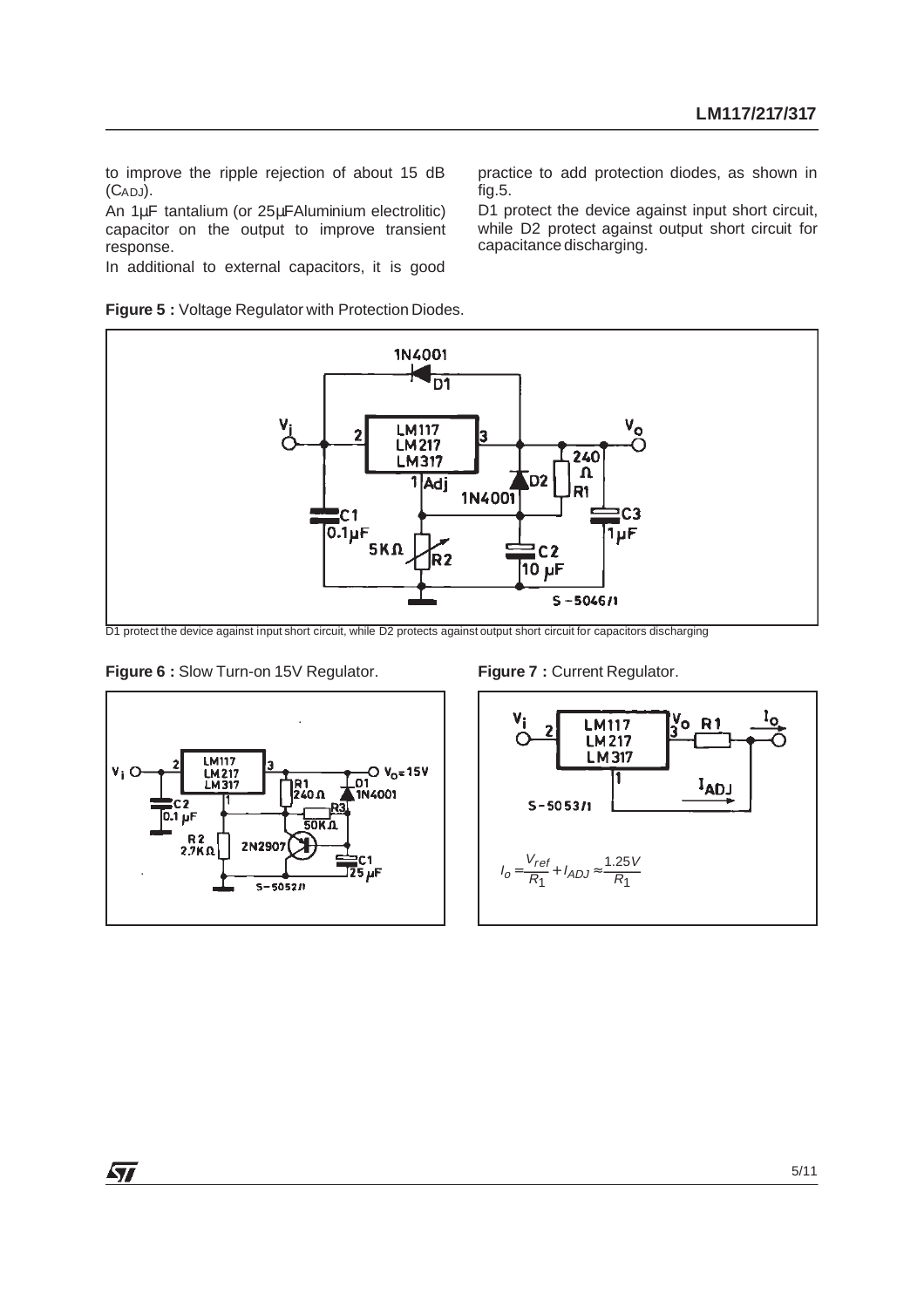to improve the ripple rejection of about 15 dB ($C_{ADJ}$).

An 1µF tantalium (or 25µFAluminium electrolitic) capacitor on the output to improve transient response.

In additional to external capacitors, it is good practice to add protection diodes, as shown in fig.5.

D1 protect the device against input short circuit, while D2 protect against output short circuit for capacitance discharging.

**Figure 5 :** Voltage Regulator with Protection Diodes.

D1 protect the device against input short circuit, while D2 protects against output short circuit for capacitors discharging

**Figure 6 :** Slow Turn-on 15V Regulator.

**Figure 7 :** Current Regulator.

$$I_o = \frac{V_{ref}}{R_1} + I_{ADJ} \approx \frac{1.25V}{R_1}$$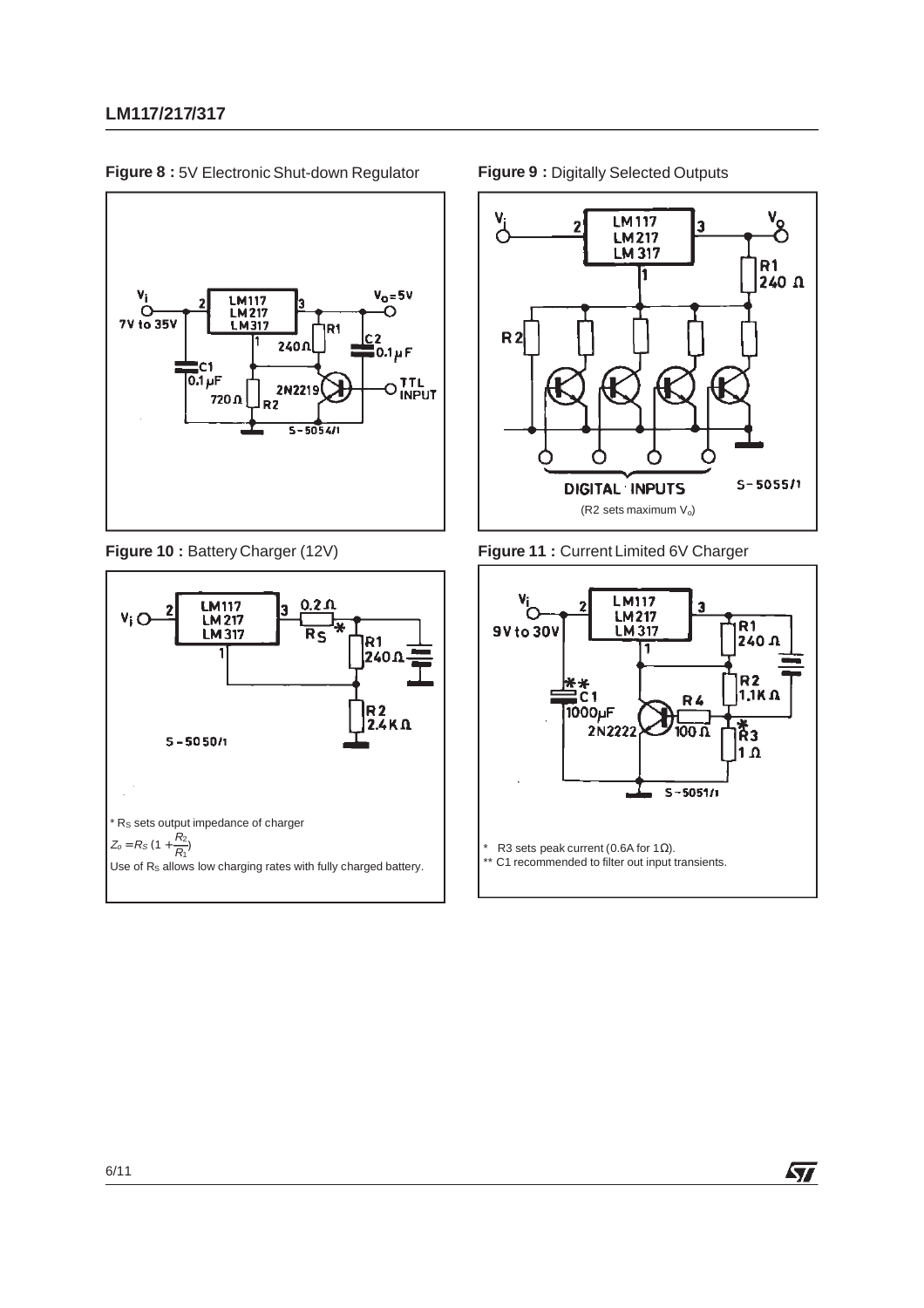**Figure 8 :** 5V Electronic Shut-down Regulator

**Figure 9 :** Digitally Selected Outputs

(R2 sets maximum $V_o$)

**Figure 10 :** Battery Charger (12V)

* $R_S$ sets output impedance of charger

$Z_o = R_S\,(1 + \frac{R_2}{R_1})$

Use of $R_S$ allows low charging rates with fully charged battery.

**Figure 11 :** Current Limited 6V Charger

* R3 sets peak current (0.6A for 1Ω).

** C1 recommended to filter out input transients.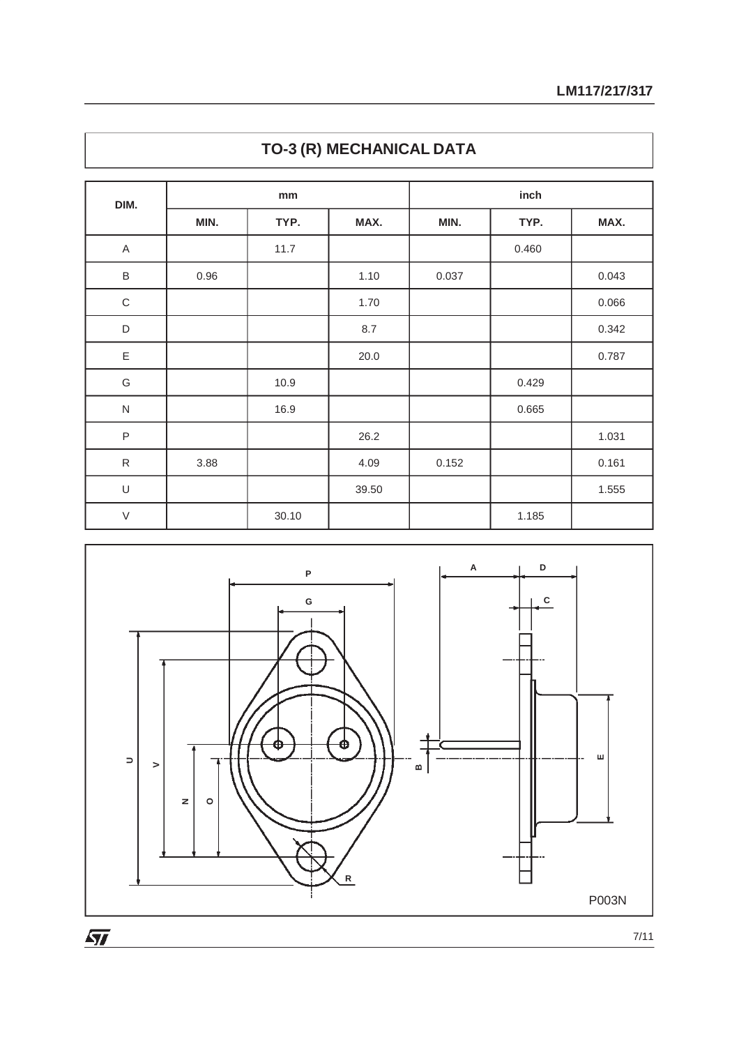## TO-3 (R) MECHANICAL DATA

| DIM. | mm | | | inch | | |
|---|---|---|---|---|---|---|
| | MIN. | TYP. | MAX. | MIN. | TYP. | MAX. |
| A | | 11.7 | | | 0.460 | |
| B | 0.96 | | 1.10 | 0.037 | | 0.043 |
| C | | | 1.70 | | | 0.066 |
| D | | | 8.7 | | | 0.342 |
| E | | | 20.0 | | | 0.787 |
| G | | 10.9 | | | 0.429 | |
| N | | 16.9 | | | 0.665 | |
| P | | | 26.2 | | | 1.031 |
| R | 3.88 | | 4.09 | 0.152 | | 0.161 |
| U | | | 39.50 | | | 1.555 |
| V | | 30.10 | | | 1.185 | |

P003N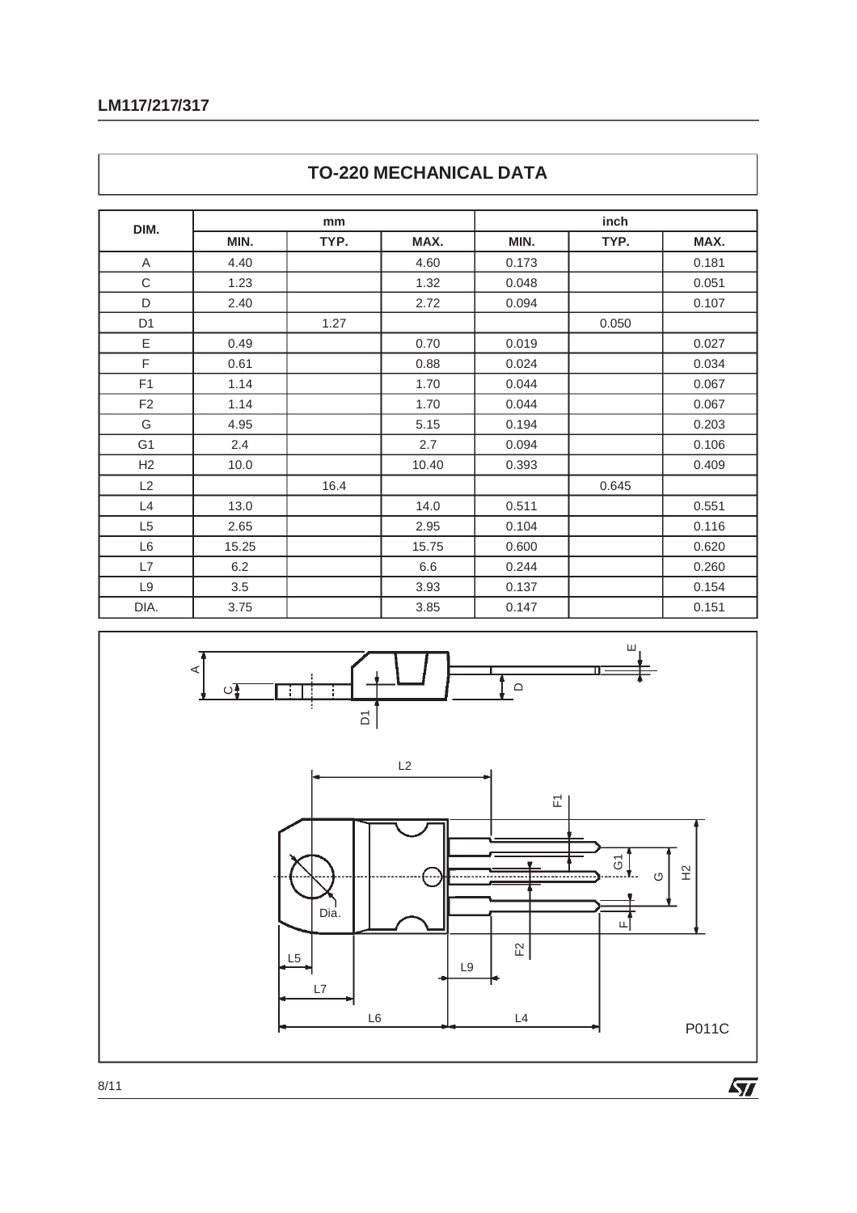# TO-220 MECHANICAL DATA

| DIM. | mm | | | inch | | |
|---|---|---|---|---|---|---|
| | MIN. | TYP. | MAX. | MIN. | TYP. | MAX. |
| A | 4.40 | | 4.60 | 0.173 | | 0.181 |
| C | 1.23 | | 1.32 | 0.048 | | 0.051 |
| D | 2.40 | | 2.72 | 0.094 | | 0.107 |
| D1 | | 1.27 | | | 0.050 | |
| E | 0.49 | | 0.70 | 0.019 | | 0.027 |
| F | 0.61 | | 0.88 | 0.024 | | 0.034 |
| F1 | 1.14 | | 1.70 | 0.044 | | 0.067 |
| F2 | 1.14 | | 1.70 | 0.044 | | 0.067 |
| G | 4.95 | | 5.15 | 0.194 | | 0.203 |
| G1 | 2.4 | | 2.7 | 0.094 | | 0.106 |
| H2 | 10.0 | | 10.40 | 0.393 | | 0.409 |
| L2 | | 16.4 | | | 0.645 | |
| L4 | 13.0 | | 14.0 | 0.511 | | 0.551 |
| L5 | 2.65 | | 2.95 | 0.104 | | 0.116 |
| L6 | 15.25 | | 15.75 | 0.600 | | 0.620 |
| L7 | 6.2 | | 6.6 | 0.244 | | 0.260 |
| L9 | 3.5 | | 3.93 | 0.137 | | 0.154 |
| DIA. | 3.75 | | 3.85 | 0.147 | | 0.151 |

P011C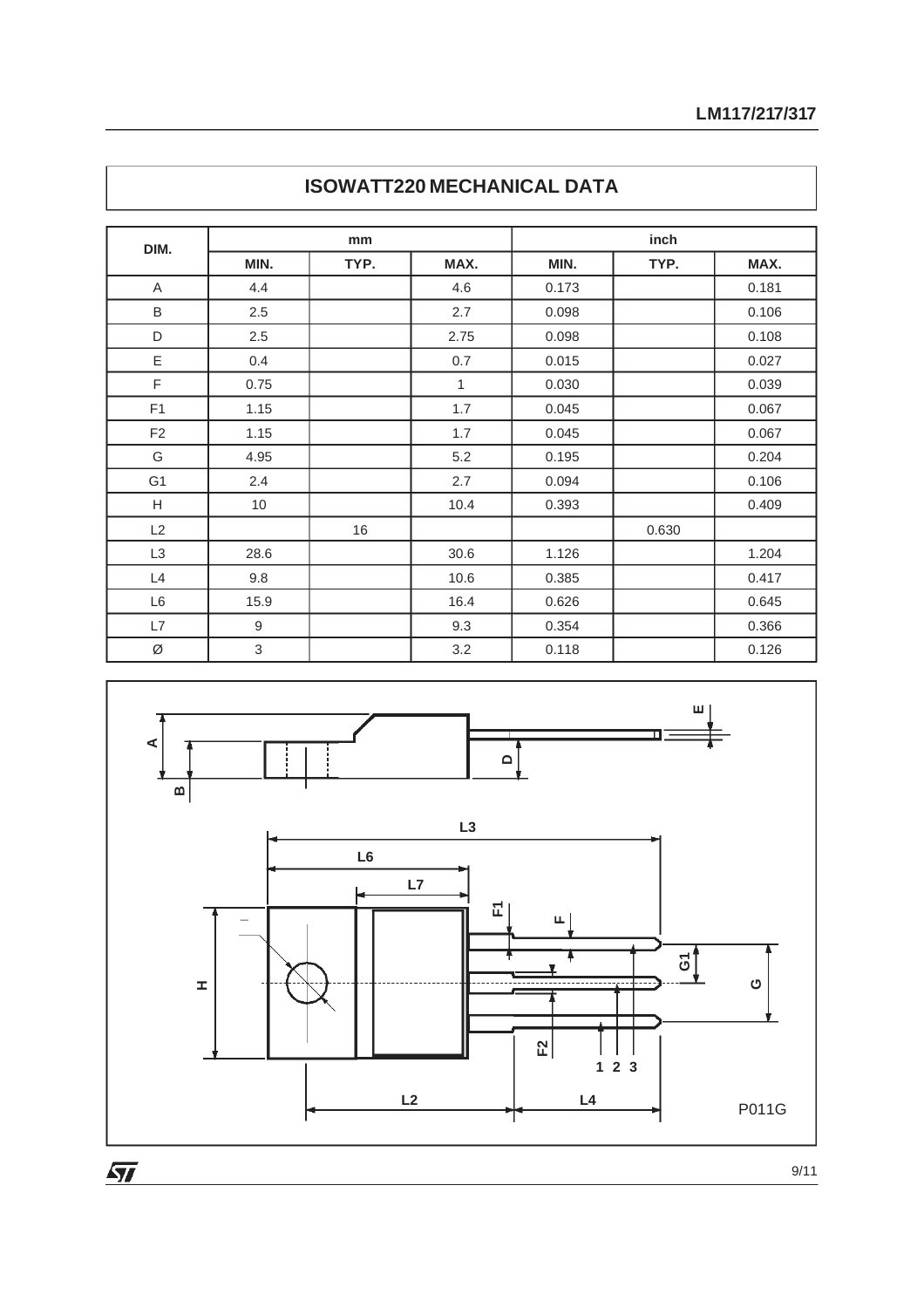## ISOWATT220 MECHANICAL DATA

| DIM. | mm | | | inch | | |
|---|---|---|---|---|---|---|
| | MIN. | TYP. | MAX. | MIN. | TYP. | MAX. |
| A | 4.4 | | 4.6 | 0.173 | | 0.181 |
| B | 2.5 | | 2.7 | 0.098 | | 0.106 |
| D | 2.5 | | 2.75 | 0.098 | | 0.108 |
| E | 0.4 | | 0.7 | 0.015 | | 0.027 |
| F | 0.75 | | 1 | 0.030 | | 0.039 |
| F1 | 1.15 | | 1.7 | 0.045 | | 0.067 |
| F2 | 1.15 | | 1.7 | 0.045 | | 0.067 |
| G | 4.95 | | 5.2 | 0.195 | | 0.204 |
| G1 | 2.4 | | 2.7 | 0.094 | | 0.106 |
| H | 10 | | 10.4 | 0.393 | | 0.409 |
| L2 | | 16 | | | 0.630 | |
| L3 | 28.6 | | 30.6 | 1.126 | | 1.204 |
| L4 | 9.8 | | 10.6 | 0.385 | | 0.417 |
| L6 | 15.9 | | 16.4 | 0.626 | | 0.645 |
| L7 | 9 | | 9.3 | 0.354 | | 0.366 |
| Ø | 3 | | 3.2 | 0.118 | | 0.126 |

P011G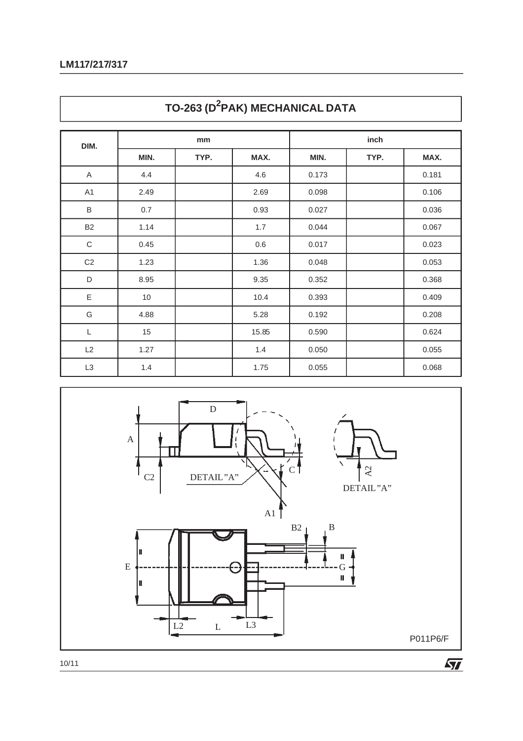## TO-263 ($D^2$PAK) MECHANICAL DATA

| DIM. | mm | | | inch | | |
|---|---|---|---|---|---|---|
| | MIN. | TYP. | MAX. | MIN. | TYP. | MAX. |
| A | 4.4 | | 4.6 | 0.173 | | 0.181 |
| A1 | 2.49 | | 2.69 | 0.098 | | 0.106 |
| B | 0.7 | | 0.93 | 0.027 | | 0.036 |
| B2 | 1.14 | | 1.7 | 0.044 | | 0.067 |
| C | 0.45 | | 0.6 | 0.017 | | 0.023 |
| C2 | 1.23 | | 1.36 | 0.048 | | 0.053 |
| D | 8.95 | | 9.35 | 0.352 | | 0.368 |
| E | 10 | | 10.4 | 0.393 | | 0.409 |
| G | 4.88 | | 5.28 | 0.192 | | 0.208 |
| L | 15 | | 15.85 | 0.590 | | 0.624 |
| L2 | 1.27 | | 1.4 | 0.050 | | 0.055 |
| L3 | 1.4 | | 1.75 | 0.055 | | 0.068 |

P011P6/F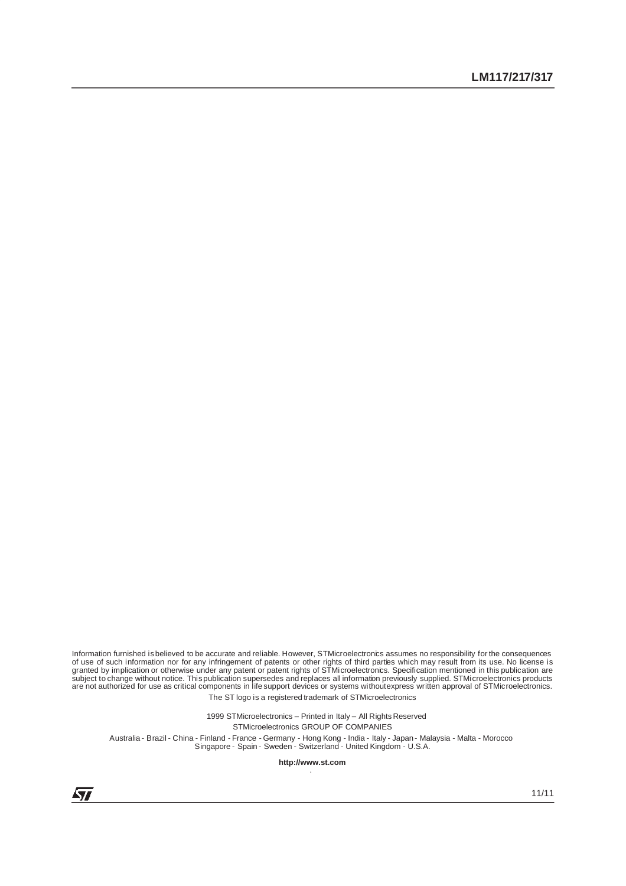Information furnished is believed to be accurate and reliable. However, STMicroelectronics assumes no responsibility for the consequences of use of such information nor for any infringement of patents or other rights of third parties which may result from its use. No license is granted by implication or otherwise under any patent or patent rights of STMicroelectronics. Specification mentioned in this publication are subject to change without notice. This publication supersedes and replaces all information previously supplied. STMicroelectronics products are not authorized for use as critical components in life support devices or systems without express written approval of STMicroelectronics.

The ST logo is a registered trademark of STMicroelectronics

1999 STMicroelectronics – Printed in Italy – All Rights Reserved

STMicroelectronics GROUP OF COMPANIES

Australia - Brazil - China - Finland - France - Germany - Hong Kong - India - Italy - Japan - Malaysia - Malta - Morocco
Singapore - Spain - Sweden - Switzerland - United Kingdom - U.S.A.

**http://www.st.com**